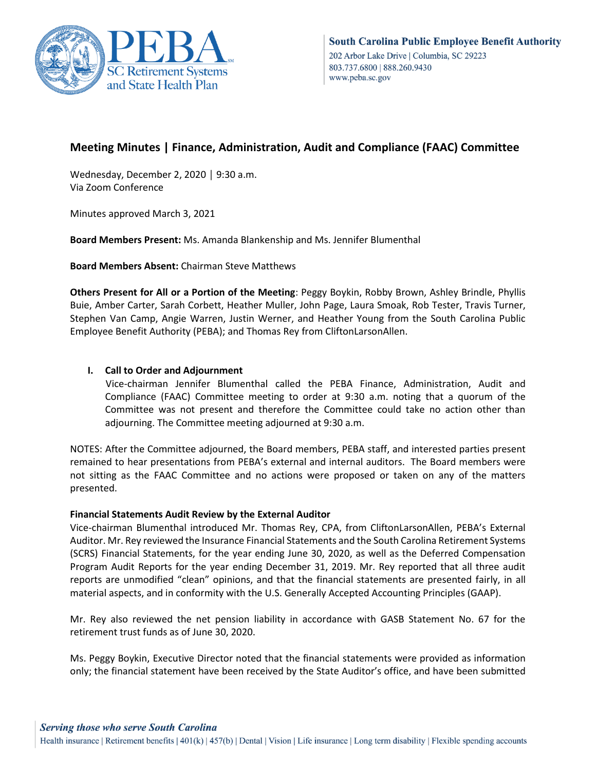## Meeting Minutes | Finance, Administration, Audit and Compliance (FAAC) Committee

Wednesday, December 2, 2020 | 9:30 a.m.
Via Zoom Conference

Minutes approved March 3, 2021

**Board Members Present:** Ms. Amanda Blankenship and Ms. Jennifer Blumenthal

**Board Members Absent:** Chairman Steve Matthews

**Others Present for All or a Portion of the Meeting**: Peggy Boykin, Robby Brown, Ashley Brindle, Phyllis Buie, Amber Carter, Sarah Corbett, Heather Muller, John Page, Laura Smoak, Rob Tester, Travis Turner, Stephen Van Camp, Angie Warren, Justin Werner, and Heather Young from the South Carolina Public Employee Benefit Authority (PEBA); and Thomas Rey from CliftonLarsonAllen.

**I. Call to Order and Adjournment**

Vice-chairman Jennifer Blumenthal called the PEBA Finance, Administration, Audit and Compliance (FAAC) Committee meeting to order at 9:30 a.m. noting that a quorum of the Committee was not present and therefore the Committee could take no action other than adjourning. The Committee meeting adjourned at 9:30 a.m.

NOTES: After the Committee adjourned, the Board members, PEBA staff, and interested parties present remained to hear presentations from PEBA's external and internal auditors. The Board members were not sitting as the FAAC Committee and no actions were proposed or taken on any of the matters presented.

**Financial Statements Audit Review by the External Auditor**

Vice-chairman Blumenthal introduced Mr. Thomas Rey, CPA, from CliftonLarsonAllen, PEBA's External Auditor. Mr. Rey reviewed the Insurance Financial Statements and the South Carolina Retirement Systems (SCRS) Financial Statements, for the year ending June 30, 2020, as well as the Deferred Compensation Program Audit Reports for the year ending December 31, 2019. Mr. Rey reported that all three audit reports are unmodified "clean" opinions, and that the financial statements are presented fairly, in all material aspects, and in conformity with the U.S. Generally Accepted Accounting Principles (GAAP).

Mr. Rey also reviewed the net pension liability in accordance with GASB Statement No. 67 for the retirement trust funds as of June 30, 2020.

Ms. Peggy Boykin, Executive Director noted that the financial statements were provided as information only; the financial statement have been received by the State Auditor's office, and have been submitted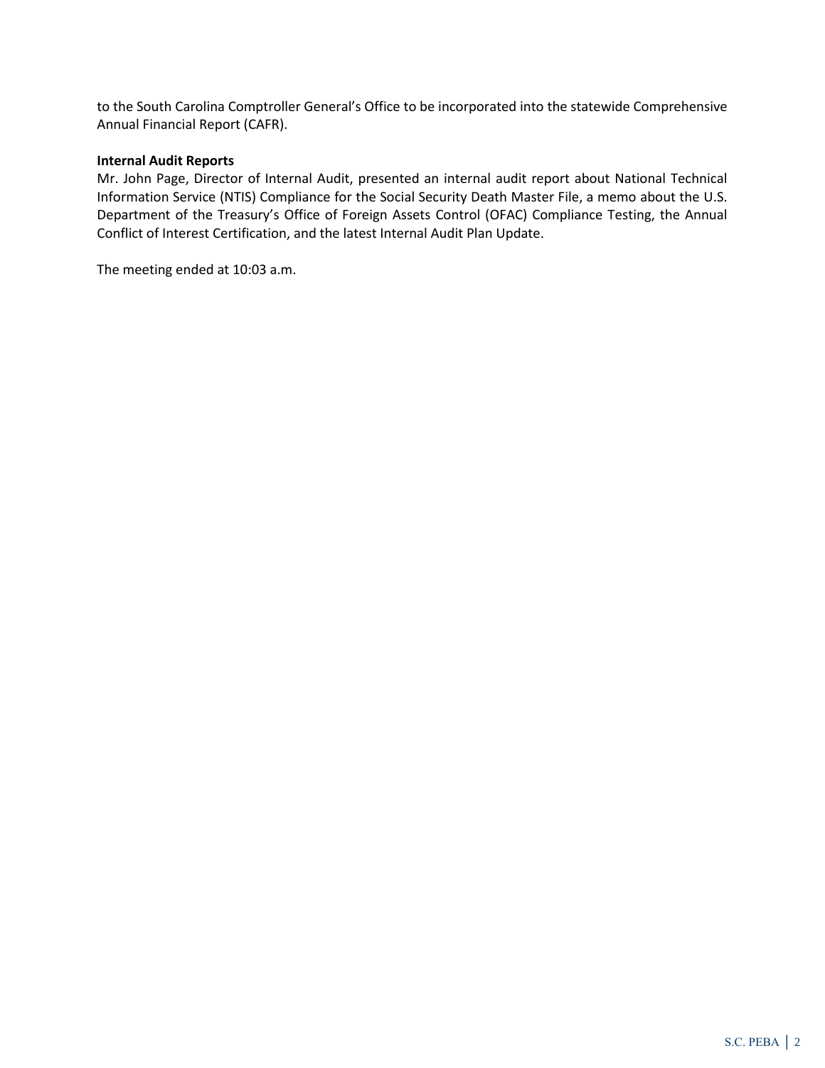to the South Carolina Comptroller General's Office to be incorporated into the statewide Comprehensive Annual Financial Report (CAFR).

**Internal Audit Reports**

Mr. John Page, Director of Internal Audit, presented an internal audit report about National Technical Information Service (NTIS) Compliance for the Social Security Death Master File, a memo about the U.S. Department of the Treasury's Office of Foreign Assets Control (OFAC) Compliance Testing, the Annual Conflict of Interest Certification, and the latest Internal Audit Plan Update.

The meeting ended at 10:03 a.m.